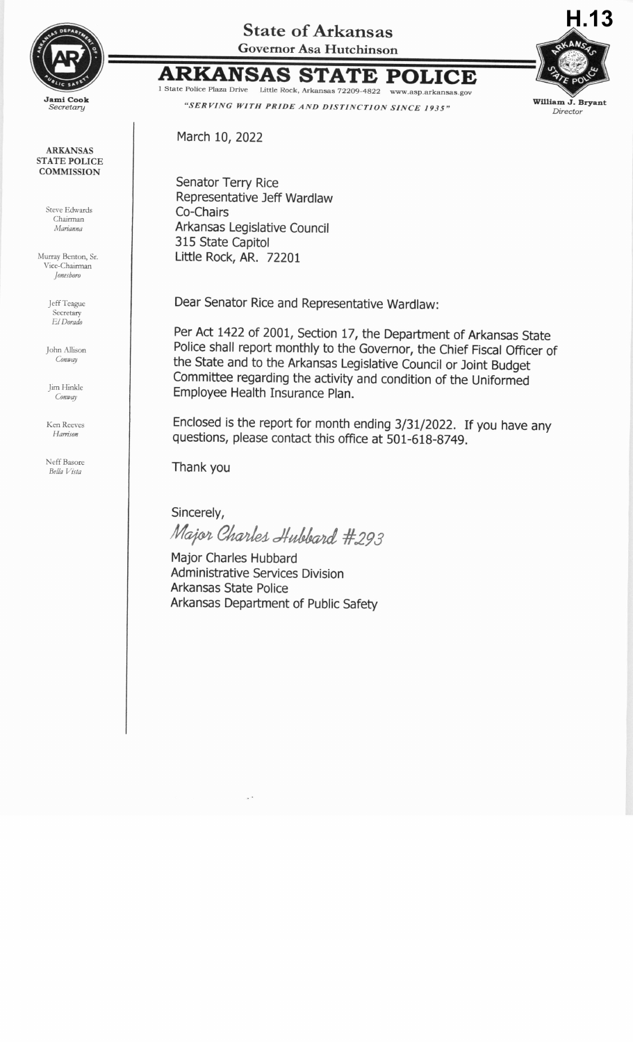H.13

# State of Arkansas

Governor Asa Hutchinson

# ARKANSAS STATE POLICE

1 State Police Plaza Drive Little Rock, Arkansas 72209-4822 www.asp.arkansas.gov

*"SERVING WITH PRIDE AND DISTINCTION SINCE 1935"*

**Jami Cook**
*Secretary*

**William J. Bryant**
*Director*

**ARKANSAS STATE POLICE COMMISSION**

Steve Edwards
Chairman
*Marianna*

Murray Benton, Sr.
Vice-Chairman
*Jonesboro*

Jeff Teague
Secretary
*El Dorado*

John Allison
*Conway*

Jim Hinkle
*Conway*

Ken Reeves
*Harrison*

Neff Basore
*Bella Vista*

March 10, 2022

Senator Terry Rice
Representative Jeff Wardlaw
Co-Chairs
Arkansas Legislative Council
315 State Capitol
Little Rock, AR. 72201

Dear Senator Rice and Representative Wardlaw:

Per Act 1422 of 2001, Section 17, the Department of Arkansas State Police shall report monthly to the Governor, the Chief Fiscal Officer of the State and to the Arkansas Legislative Council or Joint Budget Committee regarding the activity and condition of the Uniformed Employee Health Insurance Plan.

Enclosed is the report for month ending 3/31/2022. If you have any questions, please contact this office at 501-618-8749.

Thank you

Sincerely,

*Major Charles Hubbard #293*

Major Charles Hubbard
Administrative Services Division
Arkansas State Police
Arkansas Department of Public Safety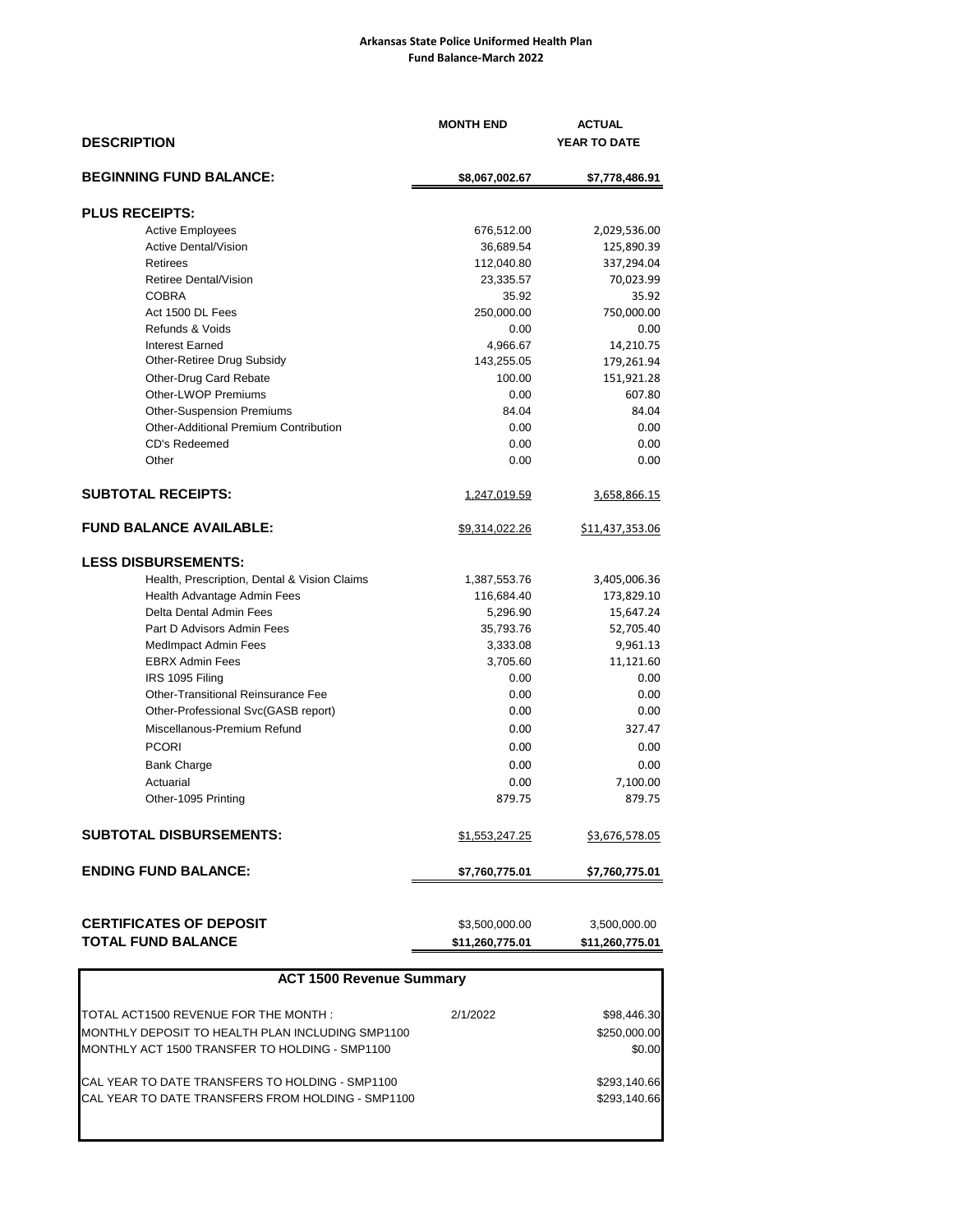**Arkansas State Police Uniformed Health Plan**
**Fund Balance-March 2022**

| DESCRIPTION | MONTH END | ACTUAL YEAR TO DATE |
|---|---|---|
| **BEGINNING FUND BALANCE:** | **$8,067,002.67** | **$7,778,486.91** |
| **PLUS RECEIPTS:** | | |
| Active Employees | 676,512.00 | 2,029,536.00 |
| Active Dental/Vision | 36,689.54 | 125,890.39 |
| Retirees | 112,040.80 | 337,294.04 |
| Retiree Dental/Vision | 23,335.57 | 70,023.99 |
| COBRA | 35.92 | 35.92 |
| Act 1500 DL Fees | 250,000.00 | 750,000.00 |
| Refunds & Voids | 0.00 | 0.00 |
| Interest Earned | 4,966.67 | 14,210.75 |
| Other-Retiree Drug Subsidy | 143,255.05 | 179,261.94 |
| Other-Drug Card Rebate | 100.00 | 151,921.28 |
| Other-LWOP Premiums | 0.00 | 607.80 |
| Other-Suspension Premiums | 84.04 | 84.04 |
| Other-Additional Premium Contribution | 0.00 | 0.00 |
| CD's Redeemed | 0.00 | 0.00 |
| Other | 0.00 | 0.00 |
| **SUBTOTAL RECEIPTS:** | 1,247,019.59 | 3,658,866.15 |
| **FUND BALANCE AVAILABLE:** | $9,314,022.26 | $11,437,353.06 |
| **LESS DISBURSEMENTS:** | | |
| Health, Prescription, Dental & Vision Claims | 1,387,553.76 | 3,405,006.36 |
| Health Advantage Admin Fees | 116,684.40 | 173,829.10 |
| Delta Dental Admin Fees | 5,296.90 | 15,647.24 |
| Part D Advisors Admin Fees | 35,793.76 | 52,705.40 |
| MedImpact Admin Fees | 3,333.08 | 9,961.13 |
| EBRX Admin Fees | 3,705.60 | 11,121.60 |
| IRS 1095 Filing | 0.00 | 0.00 |
| Other-Transitional Reinsurance Fee | 0.00 | 0.00 |
| Other-Professional Svc(GASB report) | 0.00 | 0.00 |
| Miscellanous-Premium Refund | 0.00 | 327.47 |
| PCORI | 0.00 | 0.00 |
| Bank Charge | 0.00 | 0.00 |
| Actuarial | 0.00 | 7,100.00 |
| Other-1095 Printing | 879.75 | 879.75 |
| **SUBTOTAL DISBURSEMENTS:** | $1,553,247.25 | $3,676,578.05 |
| **ENDING FUND BALANCE:** | **$7,760,775.01** | **$7,760,775.01** |
| **CERTIFICATES OF DEPOSIT** | $3,500,000.00 | 3,500,000.00 |
| **TOTAL FUND BALANCE** | $11,260,775.01 | $11,260,775.01 |

**ACT 1500 Revenue Summary**

| | | |
|---|---|---|
| TOTAL ACT1500 REVENUE FOR THE MONTH : | 2/1/2022 | $98,446.30 |
| MONTHLY DEPOSIT TO HEALTH PLAN INCLUDING SMP1100 | | $250,000.00 |
| MONTHLY ACT 1500 TRANSFER TO HOLDING - SMP1100 | | $0.00 |
| CAL YEAR TO DATE TRANSFERS TO HOLDING - SMP1100 | | $293,140.66 |
| CAL YEAR TO DATE TRANSFERS FROM HOLDING - SMP1100 | | $293,140.66 |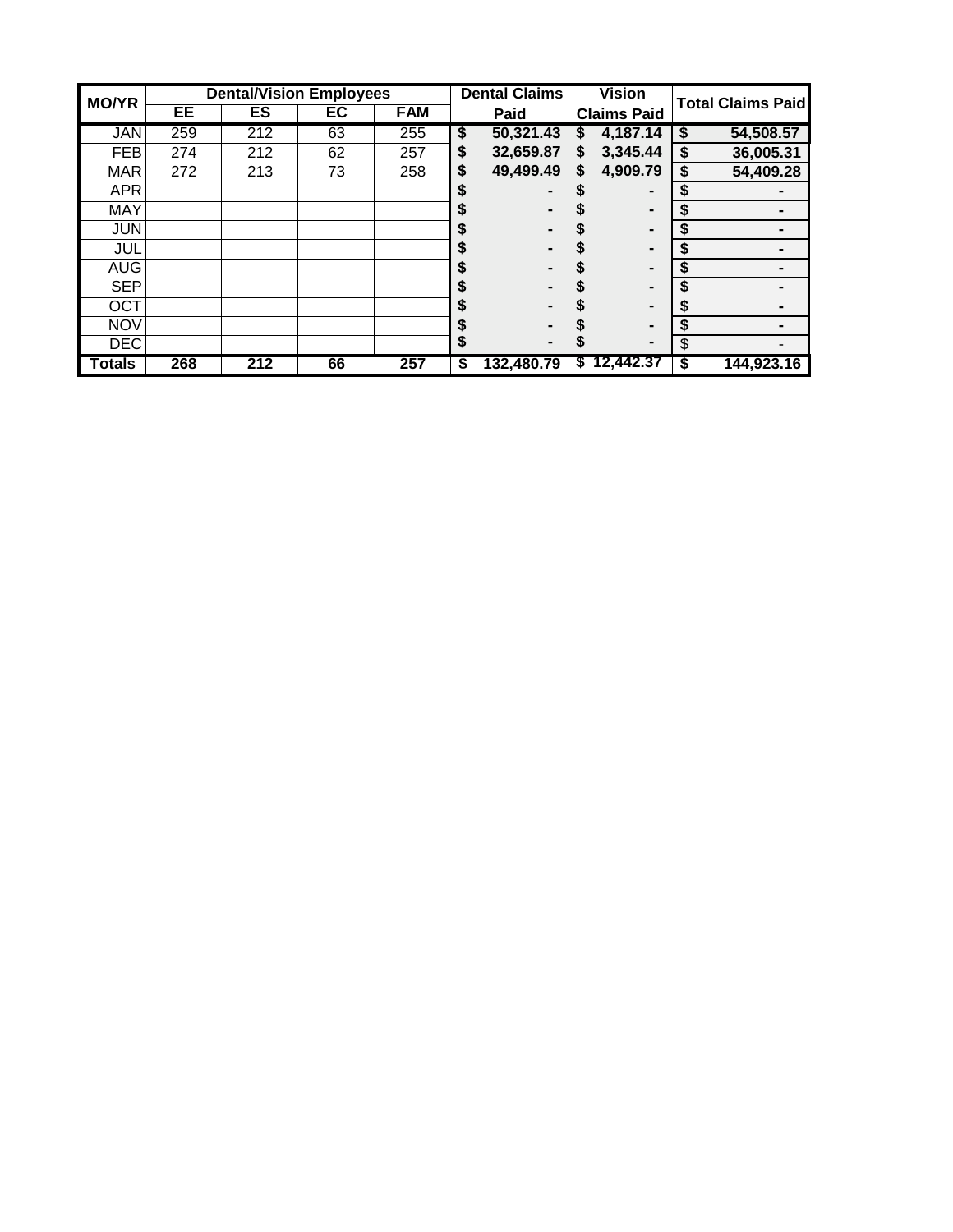| MO/YR | Dental/Vision Employees | | | | Dental Claims Paid | Vision Claims Paid | Total Claims Paid |
|---|---|---|---|---|---|---|---|
| | EE | ES | EC | FAM | | | |
| JAN | 259 | 212 | 63 | 255 | **$ 50,321.43** | **$ 4,187.14** | **$ 54,508.57** |
| FEB | 274 | 212 | 62 | 257 | **$ 32,659.87** | **$ 3,345.44** | **$ 36,005.31** |
| MAR | 272 | 213 | 73 | 258 | **$ 49,499.49** | **$ 4,909.79** | **$ 54,409.28** |
| APR | | | | | **$ -** | **$ -** | **$ -** |
| MAY | | | | | **$ -** | **$ -** | **$ -** |
| JUN | | | | | **$ -** | **$ -** | **$ -** |
| JUL | | | | | **$ -** | **$ -** | **$ -** |
| AUG | | | | | **$ -** | **$ -** | **$ -** |
| SEP | | | | | **$ -** | **$ -** | **$ -** |
| OCT | | | | | **$ -** | **$ -** | **$ -** |
| NOV | | | | | **$ -** | **$ -** | **$ -** |
| DEC | | | | | **$ -** | **$ -** | $ - |
| **Totals** | **268** | **212** | **66** | **257** | **$ 132,480.79** | **$ 12,442.37** | **$ 144,923.16** |